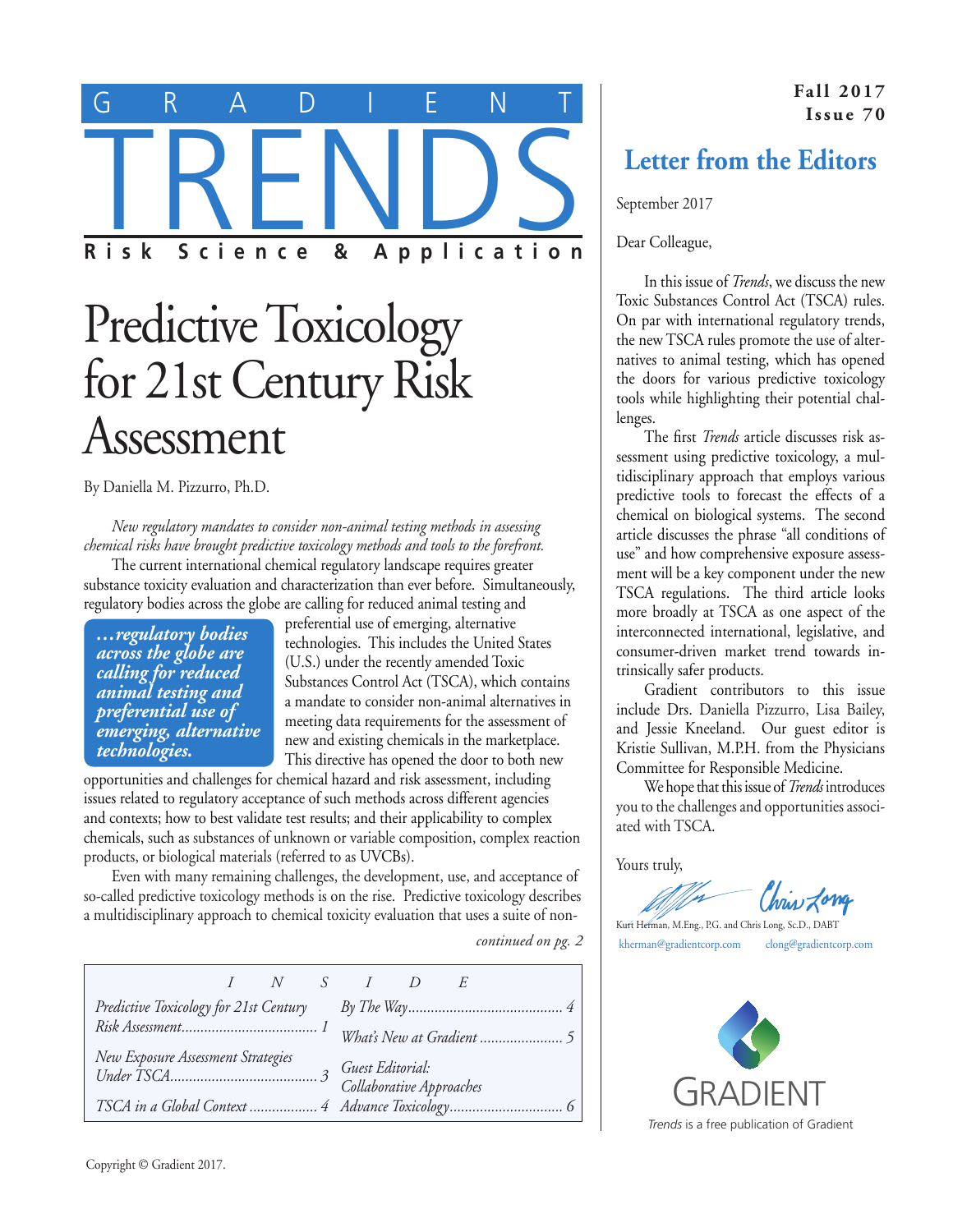# GRADIENT TRENDS

**Risk Science & Application**

**Fall 2017**
**Issue 70**

# Predictive Toxicology for 21st Century Risk Assessment

By Daniella M. Pizzurro, Ph.D.

*New regulatory mandates to consider non-animal testing methods in assessing chemical risks have brought predictive toxicology methods and tools to the forefront.*

The current international chemical regulatory landscape requires greater substance toxicity evaluation and characterization than ever before. Simultaneously, regulatory bodies across the globe are calling for reduced animal testing and preferential use of emerging, alternative technologies. This includes the United States (U.S.) under the recently amended Toxic Substances Control Act (TSCA), which contains a mandate to consider non-animal alternatives in meeting data requirements for the assessment of new and existing chemicals in the marketplace. This directive has opened the door to both new opportunities and challenges for chemical hazard and risk assessment, including issues related to regulatory acceptance of such methods across different agencies and contexts; how to best validate test results; and their applicability to complex chemicals, such as substances of unknown or variable composition, complex reaction products, or biological materials (referred to as UVCBs).

> ***…regulatory bodies across the globe are calling for reduced animal testing and preferential use of emerging, alternative technologies.***

Even with many remaining challenges, the development, use, and acceptance of so-called predictive toxicology methods is on the rise. Predictive toxicology describes a multidisciplinary approach to chemical toxicity evaluation that uses a suite of non-

*continued on pg. 2*

## INSIDE

- *Predictive Toxicology for 21st Century Risk Assessment* ........ 1
- *New Exposure Assessment Strategies Under TSCA* ........ 3
- *TSCA in a Global Context* ........ 4
- *By The Way* ........ 4
- *What's New at Gradient* ........ 5
- *Guest Editorial: Collaborative Approaches Advance Toxicology* ........ 6

## Letter from the Editors

September 2017

Dear Colleague,

In this issue of *Trends*, we discuss the new Toxic Substances Control Act (TSCA) rules. On par with international regulatory trends, the new TSCA rules promote the use of alternatives to animal testing, which has opened the doors for various predictive toxicology tools while highlighting their potential challenges.

The first *Trends* article discusses risk assessment using predictive toxicology, a multidisciplinary approach that employs various predictive tools to forecast the effects of a chemical on biological systems. The second article discusses the phrase "all conditions of use" and how comprehensive exposure assessment will be a key component under the new TSCA regulations. The third article looks more broadly at TSCA as one aspect of the interconnected international, legislative, and consumer-driven market trend towards intrinsically safer products.

Gradient contributors to this issue include Drs. Daniella Pizzurro, Lisa Bailey, and Jessie Kneeland. Our guest editor is Kristie Sullivan, M.P.H. from the Physicians Committee for Responsible Medicine.

We hope that this issue of *Trends* introduces you to the challenges and opportunities associated with TSCA.

Yours truly,

Kurt Herman, M.Eng., P.G. and Chris Long, Sc.D., DABT
kherman@gradientcorp.com clong@gradientcorp.com

GRADIENT

*Trends* is a free publication of Gradient

Copyright © Gradient 2017.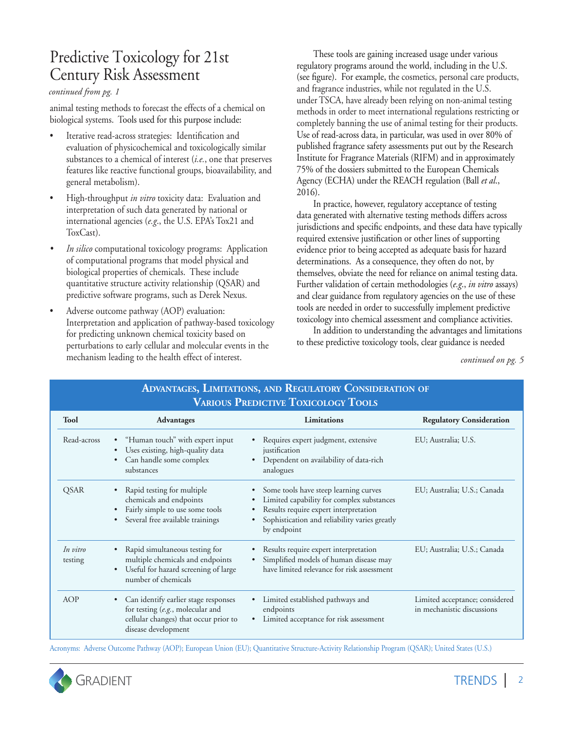# Predictive Toxicology for 21st Century Risk Assessment

*continued from pg. 1*

animal testing methods to forecast the effects of a chemical on biological systems. Tools used for this purpose include:

- Iterative read-across strategies: Identification and evaluation of physicochemical and toxicologically similar substances to a chemical of interest (*i.e.*, one that preserves features like reactive functional groups, bioavailability, and general metabolism).
- High-throughput *in vitro* toxicity data: Evaluation and interpretation of such data generated by national or international agencies (*e.g.*, the U.S. EPA's Tox21 and ToxCast).
- *In silico* computational toxicology programs: Application of computational programs that model physical and biological properties of chemicals. These include quantitative structure activity relationship (QSAR) and predictive software programs, such as Derek Nexus.
- Adverse outcome pathway (AOP) evaluation: Interpretation and application of pathway-based toxicology for predicting unknown chemical toxicity based on perturbations to early cellular and molecular events in the mechanism leading to the health effect of interest.

These tools are gaining increased usage under various regulatory programs around the world, including in the U.S. (see figure). For example, the cosmetics, personal care products, and fragrance industries, while not regulated in the U.S. under TSCA, have already been relying on non-animal testing methods in order to meet international regulations restricting or completely banning the use of animal testing for their products. Use of read-across data, in particular, was used in over 80% of published fragrance safety assessments put out by the Research Institute for Fragrance Materials (RIFM) and in approximately 75% of the dossiers submitted to the European Chemicals Agency (ECHA) under the REACH regulation (Ball *et al.*, 2016).

In practice, however, regulatory acceptance of testing data generated with alternative testing methods differs across jurisdictions and specific endpoints, and these data have typically required extensive justification or other lines of supporting evidence prior to being accepted as adequate basis for hazard determinations. As a consequence, they often do not, by themselves, obviate the need for reliance on animal testing data. Further validation of certain methodologies (*e.g.*, *in vitro* assays) and clear guidance from regulatory agencies on the use of these tools are needed in order to successfully implement predictive toxicology into chemical assessment and compliance activities.

In addition to understanding the advantages and limitations to these predictive toxicology tools, clear guidance is needed

*continued on pg. 5*

**Advantages, Limitations, and Regulatory Consideration of Various Predictive Toxicology Tools**

| Tool | Advantages | Limitations | Regulatory Consideration |
|---|---|---|---|
| Read-across | • "Human touch" with expert input<br>• Uses existing, high-quality data<br>• Can handle some complex substances | • Requires expert judgment, extensive justification<br>• Dependent on availability of data-rich analogues | EU; Australia; U.S. |
| QSAR | • Rapid testing for multiple chemicals and endpoints<br>• Fairly simple to use some tools<br>• Several free available trainings | • Some tools have steep learning curves<br>• Limited capability for complex substances<br>• Results require expert interpretation<br>• Sophistication and reliability varies greatly by endpoint | EU; Australia; U.S.; Canada |
| *In vitro* testing | • Rapid simultaneous testing for multiple chemicals and endpoints<br>• Useful for hazard screening of large number of chemicals | • Results require expert interpretation<br>• Simplified models of human disease may have limited relevance for risk assessment | EU; Australia; U.S.; Canada |
| AOP | • Can identify earlier stage responses for testing (*e.g.*, molecular and cellular changes) that occur prior to disease development | • Limited established pathways and endpoints<br>• Limited acceptance for risk assessment | Limited acceptance; considered in mechanistic discussions |

Acronyms: Adverse Outcome Pathway (AOP); European Union (EU); Quantitative Structure-Activity Relationship Program (QSAR); United States (U.S.)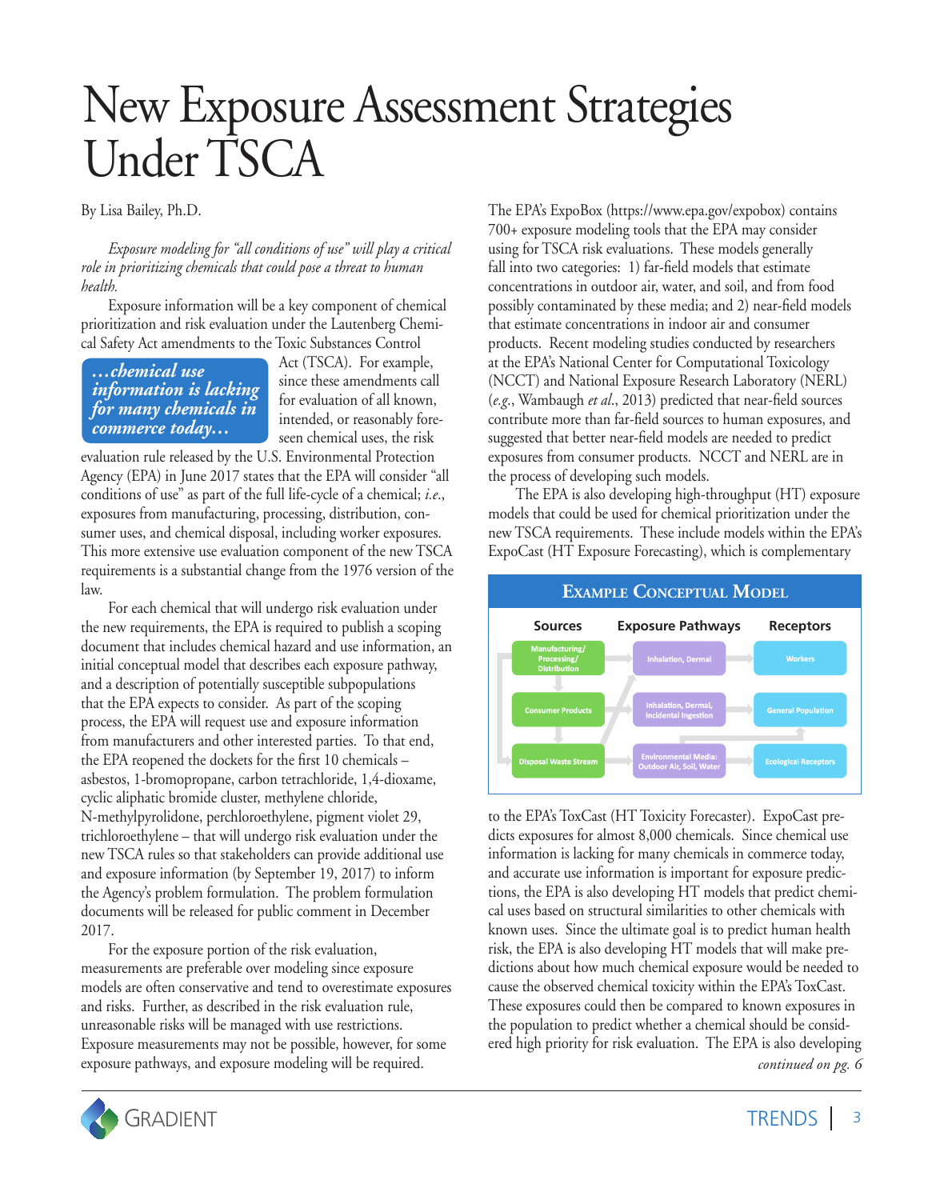# New Exposure Assessment Strategies Under TSCA

By Lisa Bailey, Ph.D.

*Exposure modeling for "all conditions of use" will play a critical role in prioritizing chemicals that could pose a threat to human health.*

Exposure information will be a key component of chemical prioritization and risk evaluation under the Lautenberg Chemical Safety Act amendments to the Toxic Substances Control Act (TSCA). For example, since these amendments call for evaluation of all known, intended, or reasonably foreseen chemical uses, the risk evaluation rule released by the U.S. Environmental Protection Agency (EPA) in June 2017 states that the EPA will consider "all conditions of use" as part of the full life-cycle of a chemical; *i.e.*, exposures from manufacturing, processing, distribution, consumer uses, and chemical disposal, including worker exposures. This more extensive use evaluation component of the new TSCA requirements is a substantial change from the 1976 version of the law.

> ***…chemical use information is lacking for many chemicals in commerce today…***

For each chemical that will undergo risk evaluation under the new requirements, the EPA is required to publish a scoping document that includes chemical hazard and use information, an initial conceptual model that describes each exposure pathway, and a description of potentially susceptible subpopulations that the EPA expects to consider. As part of the scoping process, the EPA will request use and exposure information from manufacturers and other interested parties. To that end, the EPA reopened the dockets for the first 10 chemicals – asbestos, 1-bromopropane, carbon tetrachloride, 1,4-dioxame, cyclic aliphatic bromide cluster, methylene chloride, N-methylpyrolidone, perchloroethylene, pigment violet 29, trichloroethylene – that will undergo risk evaluation under the new TSCA rules so that stakeholders can provide additional use and exposure information (by September 19, 2017) to inform the Agency's problem formulation. The problem formulation documents will be released for public comment in December 2017.

For the exposure portion of the risk evaluation, measurements are preferable over modeling since exposure models are often conservative and tend to overestimate exposures and risks. Further, as described in the risk evaluation rule, unreasonable risks will be managed with use restrictions. Exposure measurements may not be possible, however, for some exposure pathways, and exposure modeling will be required.

The EPA's ExpoBox (https://www.epa.gov/expobox) contains 700+ exposure modeling tools that the EPA may consider using for TSCA risk evaluations. These models generally fall into two categories: 1) far-field models that estimate concentrations in outdoor air, water, and soil, and from food possibly contaminated by these media; and 2) near-field models that estimate concentrations in indoor air and consumer products. Recent modeling studies conducted by researchers at the EPA's National Center for Computational Toxicology (NCCT) and National Exposure Research Laboratory (NERL) (*e.g.*, Wambaugh *et al.*, 2013) predicted that near-field sources contribute more than far-field sources to human exposures, and suggested that better near-field models are needed to predict exposures from consumer products. NCCT and NERL are in the process of developing such models.

The EPA is also developing high-throughput (HT) exposure models that could be used for chemical prioritization under the new TSCA requirements. These include models within the EPA's ExpoCast (HT Exposure Forecasting), which is complementary to the EPA's ToxCast (HT Toxicity Forecaster). ExpoCast predicts exposures for almost 8,000 chemicals. Since chemical use information is lacking for many chemicals in commerce today, and accurate use information is important for exposure predictions, the EPA is also developing HT models that predict chemical uses based on structural similarities to other chemicals with known uses. Since the ultimate goal is to predict human health risk, the EPA is also developing HT models that will make predictions about how much chemical exposure would be needed to cause the observed chemical toxicity within the EPA's ToxCast. These exposures could then be compared to known exposures in the population to predict whether a chemical should be considered high priority for risk evaluation. The EPA is also developing

*continued on pg. 6*

**Example Conceptual Model**

| Sources | Exposure Pathways | Receptors |
|---|---|---|
| Manufacturing/ Processing/ Distribution | Inhalation, Dermal | Workers |
| Consumer Products | Inhalation, Dermal, Incidental Ingestion | General Population |
| Disposal Waste Stream | Environmental Media: Outdoor Air, Soil, Water | Ecological Receptors |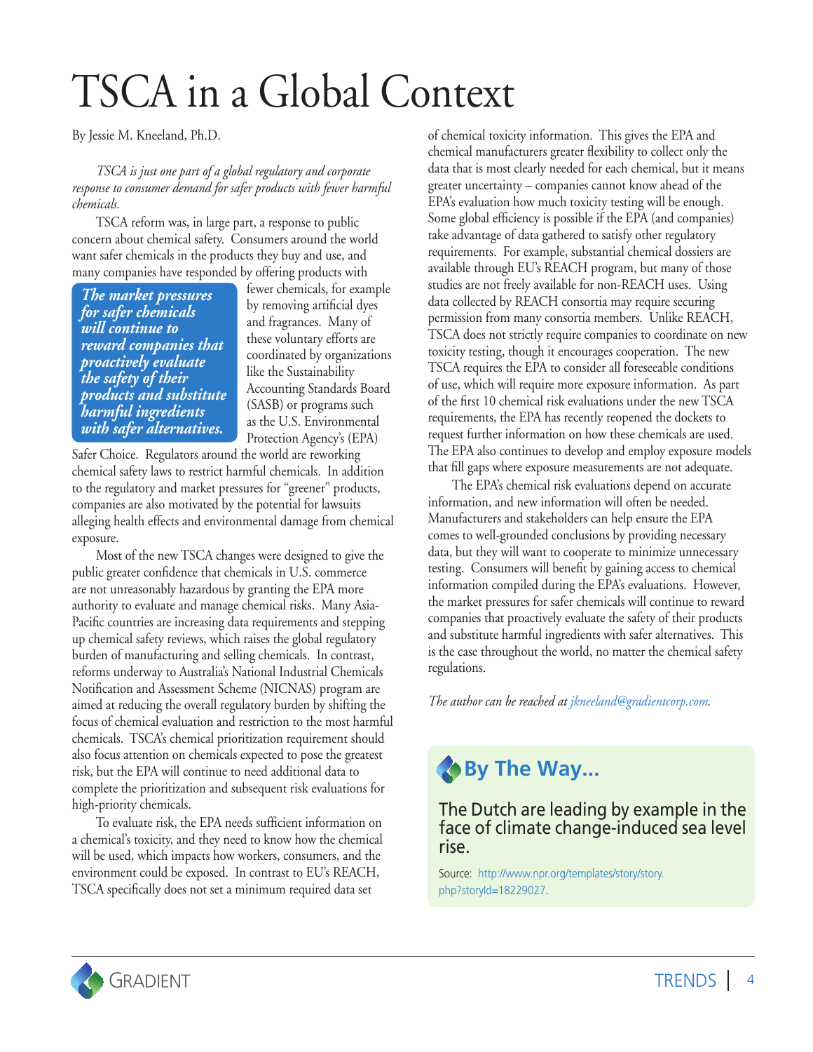# TSCA in a Global Context

By Jessie M. Kneeland, Ph.D.

*TSCA is just one part of a global regulatory and corporate response to consumer demand for safer products with fewer harmful chemicals.*

TSCA reform was, in large part, a response to public concern about chemical safety. Consumers around the world want safer chemicals in the products they buy and use, and many companies have responded by offering products with fewer chemicals, for example by removing artificial dyes and fragrances. Many of these voluntary efforts are coordinated by organizations like the Sustainability Accounting Standards Board (SASB) or programs such as the U.S. Environmental Protection Agency's (EPA) Safer Choice. Regulators around the world are reworking chemical safety laws to restrict harmful chemicals. In addition to the regulatory and market pressures for "greener" products, companies are also motivated by the potential for lawsuits alleging health effects and environmental damage from chemical exposure.

> ***The market pressures for safer chemicals will continue to reward companies that proactively evaluate the safety of their products and substitute harmful ingredients with safer alternatives.***

Most of the new TSCA changes were designed to give the public greater confidence that chemicals in U.S. commerce are not unreasonably hazardous by granting the EPA more authority to evaluate and manage chemical risks. Many Asia-Pacific countries are increasing data requirements and stepping up chemical safety reviews, which raises the global regulatory burden of manufacturing and selling chemicals. In contrast, reforms underway to Australia's National Industrial Chemicals Notification and Assessment Scheme (NICNAS) program are aimed at reducing the overall regulatory burden by shifting the focus of chemical evaluation and restriction to the most harmful chemicals. TSCA's chemical prioritization requirement should also focus attention on chemicals expected to pose the greatest risk, but the EPA will continue to need additional data to complete the prioritization and subsequent risk evaluations for high-priority chemicals.

To evaluate risk, the EPA needs sufficient information on a chemical's toxicity, and they need to know how the chemical will be used, which impacts how workers, consumers, and the environment could be exposed. In contrast to EU's REACH, TSCA specifically does not set a minimum required data set of chemical toxicity information. This gives the EPA and chemical manufacturers greater flexibility to collect only the data that is most clearly needed for each chemical, but it means greater uncertainty – companies cannot know ahead of the EPA's evaluation how much toxicity testing will be enough. Some global efficiency is possible if the EPA (and companies) take advantage of data gathered to satisfy other regulatory requirements. For example, substantial chemical dossiers are available through EU's REACH program, but many of those studies are not freely available for non-REACH uses. Using data collected by REACH consortia may require securing permission from many consortia members. Unlike REACH, TSCA does not strictly require companies to coordinate on new toxicity testing, though it encourages cooperation. The new TSCA requires the EPA to consider all foreseeable conditions of use, which will require more exposure information. As part of the first 10 chemical risk evaluations under the new TSCA requirements, the EPA has recently reopened the dockets to request further information on how these chemicals are used. The EPA also continues to develop and employ exposure models that fill gaps where exposure measurements are not adequate.

The EPA's chemical risk evaluations depend on accurate information, and new information will often be needed. Manufacturers and stakeholders can help ensure the EPA comes to well-grounded conclusions by providing necessary data, but they will want to cooperate to minimize unnecessary testing. Consumers will benefit by gaining access to chemical information compiled during the EPA's evaluations. However, the market pressures for safer chemicals will continue to reward companies that proactively evaluate the safety of their products and substitute harmful ingredients with safer alternatives. This is the case throughout the world, no matter the chemical safety regulations.

*The author can be reached at jkneeland@gradientcorp.com.*

## By The Way...

The Dutch are leading by example in the face of climate change-induced sea level rise.

Source: http://www.npr.org/templates/story/story.php?storyId=18229027.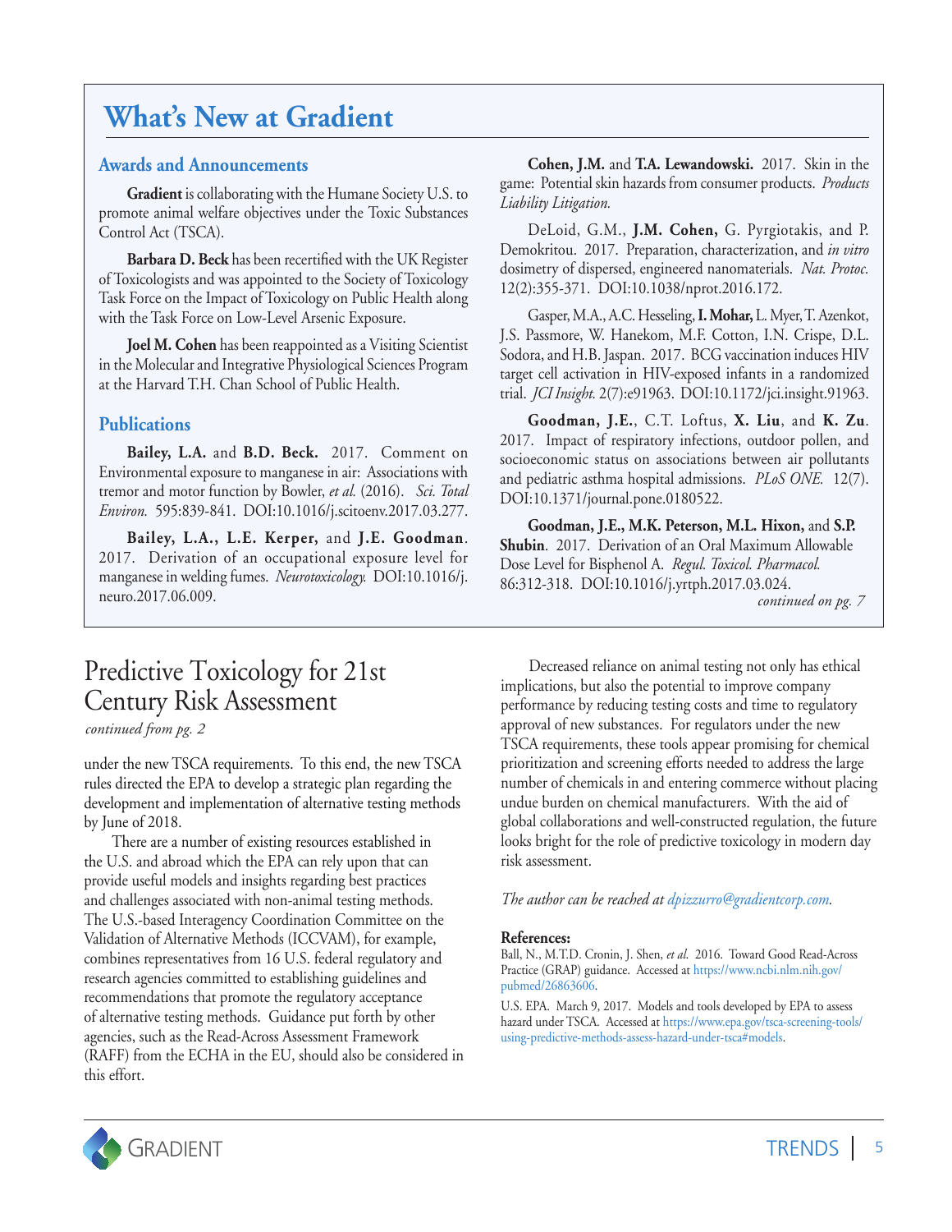# What's New at Gradient

## Awards and Announcements

**Gradient** is collaborating with the Humane Society U.S. to promote animal welfare objectives under the Toxic Substances Control Act (TSCA).

**Barbara D. Beck** has been recertified with the UK Register of Toxicologists and was appointed to the Society of Toxicology Task Force on the Impact of Toxicology on Public Health along with the Task Force on Low-Level Arsenic Exposure.

**Joel M. Cohen** has been reappointed as a Visiting Scientist in the Molecular and Integrative Physiological Sciences Program at the Harvard T.H. Chan School of Public Health.

## Publications

**Bailey, L.A.** and **B.D. Beck.** 2017. Comment on Environmental exposure to manganese in air: Associations with tremor and motor function by Bowler, *et al.* (2016). *Sci. Total Environ.* 595:839-841. DOI:10.1016/j.scitoenv.2017.03.277.

**Bailey, L.A., L.E. Kerper,** and **J.E. Goodman**. 2017. Derivation of an occupational exposure level for manganese in welding fumes. *Neurotoxicology.* DOI:10.1016/j.neuro.2017.06.009.

**Cohen, J.M.** and **T.A. Lewandowski.** 2017. Skin in the game: Potential skin hazards from consumer products. *Products Liability Litigation.*

DeLoid, G.M., **J.M. Cohen,** G. Pyrgiotakis, and P. Demokritou. 2017. Preparation, characterization, and *in vitro* dosimetry of dispersed, engineered nanomaterials. *Nat. Protoc.* 12(2):355-371. DOI:10.1038/nprot.2016.172.

Gasper, M.A., A.C. Hesseling, **I. Mohar,** L. Myer, T. Azenkot, J.S. Passmore, W. Hanekom, M.F. Cotton, I.N. Crispe, D.L. Sodora, and H.B. Jaspan. 2017. BCG vaccination induces HIV target cell activation in HIV-exposed infants in a randomized trial. *JCI Insight.* 2(7):e91963. DOI:10.1172/jci.insight.91963.

**Goodman, J.E.**, C.T. Loftus, **X. Liu**, and **K. Zu**. 2017. Impact of respiratory infections, outdoor pollen, and socioeconomic status on associations between air pollutants and pediatric asthma hospital admissions. *PLoS ONE.* 12(7). DOI:10.1371/journal.pone.0180522.

**Goodman, J.E., M.K. Peterson, M.L. Hixon,** and **S.P. Shubin**. 2017. Derivation of an Oral Maximum Allowable Dose Level for Bisphenol A. *Regul. Toxicol. Pharmacol.* 86:312-318. DOI:10.1016/j.yrtph.2017.03.024.

*continued on pg. 7*

# Predictive Toxicology for 21st Century Risk Assessment

*continued from pg. 2*

under the new TSCA requirements. To this end, the new TSCA rules directed the EPA to develop a strategic plan regarding the development and implementation of alternative testing methods by June of 2018.

There are a number of existing resources established in the U.S. and abroad which the EPA can rely upon that can provide useful models and insights regarding best practices and challenges associated with non-animal testing methods. The U.S.-based Interagency Coordination Committee on the Validation of Alternative Methods (ICCVAM), for example, combines representatives from 16 U.S. federal regulatory and research agencies committed to establishing guidelines and recommendations that promote the regulatory acceptance of alternative testing methods. Guidance put forth by other agencies, such as the Read-Across Assessment Framework (RAFF) from the ECHA in the EU, should also be considered in this effort.

Decreased reliance on animal testing not only has ethical implications, but also the potential to improve company performance by reducing testing costs and time to regulatory approval of new substances. For regulators under the new TSCA requirements, these tools appear promising for chemical prioritization and screening efforts needed to address the large number of chemicals in and entering commerce without placing undue burden on chemical manufacturers. With the aid of global collaborations and well-constructed regulation, the future looks bright for the role of predictive toxicology in modern day risk assessment.

*The author can be reached at dpizzurro@gradientcorp.com.*

**References:**

Ball, N., M.T.D. Cronin, J. Shen, *et al.* 2016. Toward Good Read-Across Practice (GRAP) guidance. Accessed at https://www.ncbi.nlm.nih.gov/pubmed/26863606.

U.S. EPA. March 9, 2017. Models and tools developed by EPA to assess hazard under TSCA. Accessed at https://www.epa.gov/tsca-screening-tools/using-predictive-methods-assess-hazard-under-tsca#models.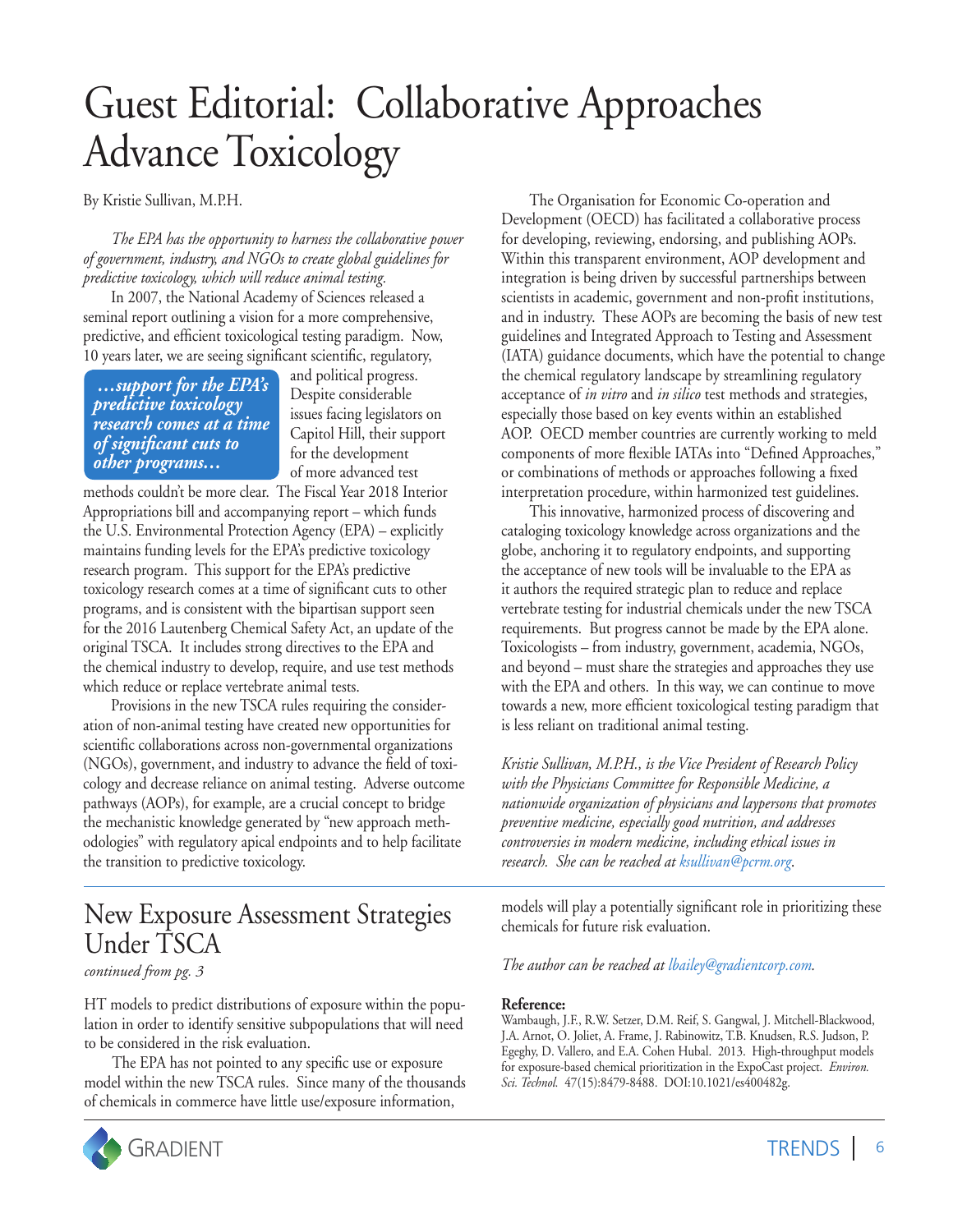# Guest Editorial: Collaborative Approaches Advance Toxicology

By Kristie Sullivan, M.P.H.

*The EPA has the opportunity to harness the collaborative power of government, industry, and NGOs to create global guidelines for predictive toxicology, which will reduce animal testing.*

In 2007, the National Academy of Sciences released a seminal report outlining a vision for a more comprehensive, predictive, and efficient toxicological testing paradigm. Now, 10 years later, we are seeing significant scientific, regulatory, and political progress. Despite considerable issues facing legislators on Capitol Hill, their support for the development of more advanced test methods couldn't be more clear. The Fiscal Year 2018 Interior Appropriations bill and accompanying report – which funds the U.S. Environmental Protection Agency (EPA) – explicitly maintains funding levels for the EPA's predictive toxicology research program. This support for the EPA's predictive toxicology research comes at a time of significant cuts to other programs, and is consistent with the bipartisan support seen for the 2016 Lautenberg Chemical Safety Act, an update of the original TSCA. It includes strong directives to the EPA and the chemical industry to develop, require, and use test methods which reduce or replace vertebrate animal tests.

> ***…support for the EPA's predictive toxicology research comes at a time of significant cuts to other programs…***

Provisions in the new TSCA rules requiring the consideration of non-animal testing have created new opportunities for scientific collaborations across non-governmental organizations (NGOs), government, and industry to advance the field of toxicology and decrease reliance on animal testing. Adverse outcome pathways (AOPs), for example, are a crucial concept to bridge the mechanistic knowledge generated by "new approach methodologies" with regulatory apical endpoints and to help facilitate the transition to predictive toxicology.

The Organisation for Economic Co-operation and Development (OECD) has facilitated a collaborative process for developing, reviewing, endorsing, and publishing AOPs. Within this transparent environment, AOP development and integration is being driven by successful partnerships between scientists in academic, government and non-profit institutions, and in industry. These AOPs are becoming the basis of new test guidelines and Integrated Approach to Testing and Assessment (IATA) guidance documents, which have the potential to change the chemical regulatory landscape by streamlining regulatory acceptance of *in vitro* and *in silico* test methods and strategies, especially those based on key events within an established AOP. OECD member countries are currently working to meld components of more flexible IATAs into "Defined Approaches," or combinations of methods or approaches following a fixed interpretation procedure, within harmonized test guidelines.

This innovative, harmonized process of discovering and cataloging toxicology knowledge across organizations and the globe, anchoring it to regulatory endpoints, and supporting the acceptance of new tools will be invaluable to the EPA as it authors the required strategic plan to reduce and replace vertebrate testing for industrial chemicals under the new TSCA requirements. But progress cannot be made by the EPA alone. Toxicologists – from industry, government, academia, NGOs, and beyond – must share the strategies and approaches they use with the EPA and others. In this way, we can continue to move towards a new, more efficient toxicological testing paradigm that is less reliant on traditional animal testing.

*Kristie Sullivan, M.P.H., is the Vice President of Research Policy with the Physicians Committee for Responsible Medicine, a nationwide organization of physicians and laypersons that promotes preventive medicine, especially good nutrition, and addresses controversies in modern medicine, including ethical issues in research. She can be reached at ksullivan@pcrm.org.*

---

# New Exposure Assessment Strategies Under TSCA

*continued from pg. 3*

HT models to predict distributions of exposure within the population in order to identify sensitive subpopulations that will need to be considered in the risk evaluation.

The EPA has not pointed to any specific use or exposure model within the new TSCA rules. Since many of the thousands of chemicals in commerce have little use/exposure information, models will play a potentially significant role in prioritizing these chemicals for future risk evaluation.

*The author can be reached at lbailey@gradientcorp.com.*

**Reference:**

Wambaugh, J.F., R.W. Setzer, D.M. Reif, S. Gangwal, J. Mitchell-Blackwood, J.A. Arnot, O. Joliet, A. Frame, J. Rabinowitz, T.B. Knudsen, R.S. Judson, P. Egeghy, D. Vallero, and E.A. Cohen Hubal. 2013. High-throughput models for exposure-based chemical prioritization in the ExpoCast project. *Environ. Sci. Technol.* 47(15):8479-8488. DOI:10.1021/es400482g.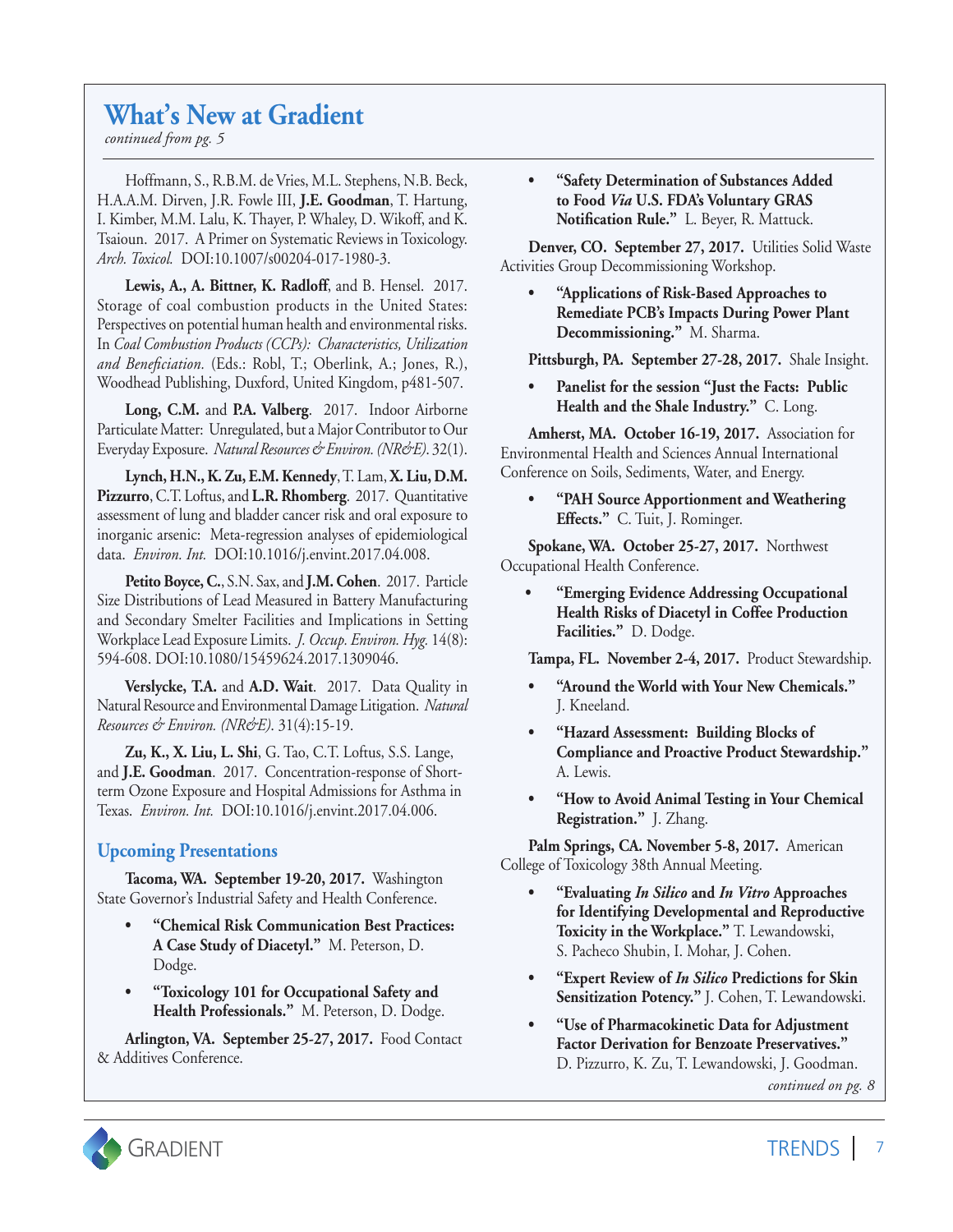## What's New at Gradient

*continued from pg. 5*

Hoffmann, S., R.B.M. de Vries, M.L. Stephens, N.B. Beck, H.A.A.M. Dirven, J.R. Fowle III, **J.E. Goodman**, T. Hartung, I. Kimber, M.M. Lalu, K. Thayer, P. Whaley, D. Wikoff, and K. Tsaioun. 2017. A Primer on Systematic Reviews in Toxicology. *Arch. Toxicol.* DOI:10.1007/s00204-017-1980-3.

**Lewis, A., A. Bittner, K. Radloff**, and B. Hensel. 2017. Storage of coal combustion products in the United States: Perspectives on potential human health and environmental risks. In *Coal Combustion Products (CCPs): Characteristics, Utilization and Beneficiation.* (Eds.: Robl, T.; Oberlink, A.; Jones, R.), Woodhead Publishing, Duxford, United Kingdom, p481-507.

**Long, C.M.** and **P.A. Valberg**. 2017. Indoor Airborne Particulate Matter: Unregulated, but a Major Contributor to Our Everyday Exposure. *Natural Resources & Environ. (NR&E)*. 32(1).

**Lynch, H.N., K. Zu, E.M. Kennedy**, T. Lam, **X. Liu, D.M. Pizzurro**, C.T. Loftus, and **L.R. Rhomberg**. 2017. Quantitative assessment of lung and bladder cancer risk and oral exposure to inorganic arsenic: Meta-regression analyses of epidemiological data. *Environ. Int.* DOI:10.1016/j.envint.2017.04.008.

**Petito Boyce, C.**, S.N. Sax, and **J.M. Cohen**. 2017. Particle Size Distributions of Lead Measured in Battery Manufacturing and Secondary Smelter Facilities and Implications in Setting Workplace Lead Exposure Limits. *J. Occup. Environ. Hyg.* 14(8): 594-608. DOI:10.1080/15459624.2017.1309046.

**Verslycke, T.A.** and **A.D. Wait**. 2017. Data Quality in Natural Resource and Environmental Damage Litigation. *Natural Resources & Environ. (NR&E)*. 31(4):15-19.

**Zu, K., X. Liu, L. Shi**, G. Tao, C.T. Loftus, S.S. Lange, and **J.E. Goodman**. 2017. Concentration-response of Short-term Ozone Exposure and Hospital Admissions for Asthma in Texas. *Environ. Int.* DOI:10.1016/j.envint.2017.04.006.

### Upcoming Presentations

**Tacoma, WA. September 19-20, 2017.** Washington State Governor's Industrial Safety and Health Conference.

- **"Chemical Risk Communication Best Practices: A Case Study of Diacetyl."** M. Peterson, D. Dodge.
- **"Toxicology 101 for Occupational Safety and Health Professionals."** M. Peterson, D. Dodge.

**Arlington, VA. September 25-27, 2017.** Food Contact & Additives Conference.

- **"Safety Determination of Substances Added to Food *Via* U.S. FDA's Voluntary GRAS Notification Rule."** L. Beyer, R. Mattuck.

**Denver, CO. September 27, 2017.** Utilities Solid Waste Activities Group Decommissioning Workshop.

- **"Applications of Risk-Based Approaches to Remediate PCB's Impacts During Power Plant Decommissioning."** M. Sharma.

**Pittsburgh, PA. September 27-28, 2017.** Shale Insight.

- **Panelist for the session "Just the Facts: Public Health and the Shale Industry."** C. Long.

**Amherst, MA. October 16-19, 2017.** Association for Environmental Health and Sciences Annual International Conference on Soils, Sediments, Water, and Energy.

- **"PAH Source Apportionment and Weathering Effects."** C. Tuit, J. Rominger.

**Spokane, WA. October 25-27, 2017.** Northwest Occupational Health Conference.

- **"Emerging Evidence Addressing Occupational Health Risks of Diacetyl in Coffee Production Facilities."** D. Dodge.

**Tampa, FL. November 2-4, 2017.** Product Stewardship.

- **"Around the World with Your New Chemicals."** J. Kneeland.
- **"Hazard Assessment: Building Blocks of Compliance and Proactive Product Stewardship."** A. Lewis.
- **"How to Avoid Animal Testing in Your Chemical Registration."** J. Zhang.

**Palm Springs, CA. November 5-8, 2017.** American College of Toxicology 38th Annual Meeting.

- **"Evaluating *In Silico* and *In Vitro* Approaches for Identifying Developmental and Reproductive Toxicity in the Workplace."** T. Lewandowski, S. Pacheco Shubin, I. Mohar, J. Cohen.
- **"Expert Review of *In Silico* Predictions for Skin Sensitization Potency."** J. Cohen, T. Lewandowski.
- **"Use of Pharmacokinetic Data for Adjustment Factor Derivation for Benzoate Preservatives."** D. Pizzurro, K. Zu, T. Lewandowski, J. Goodman.

*continued on pg. 8*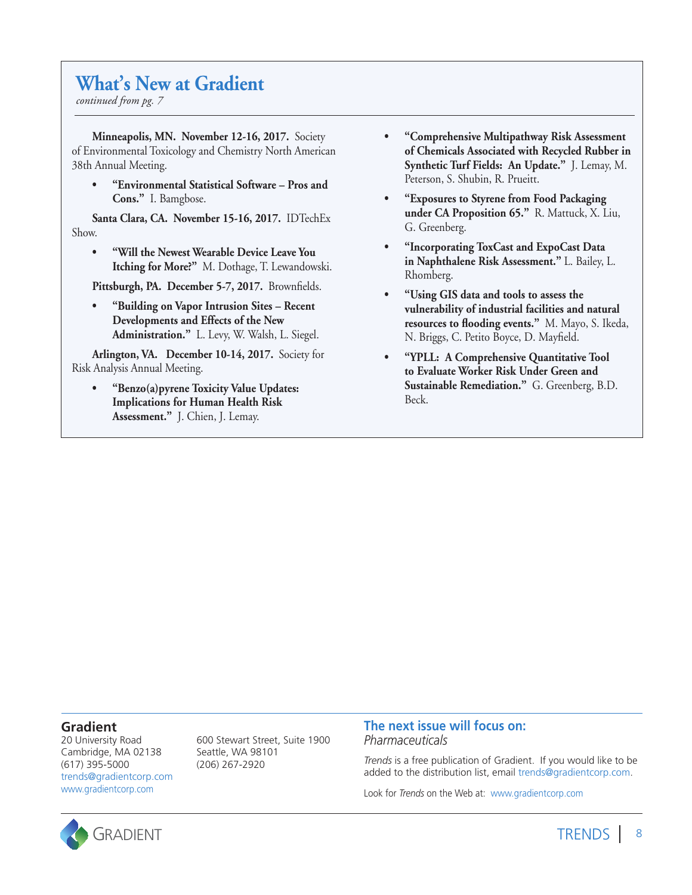## What's New at Gradient

*continued from pg. 7*

**Minneapolis, MN. November 12-16, 2017.** Society of Environmental Toxicology and Chemistry North American 38th Annual Meeting.

- **"Environmental Statistical Software – Pros and Cons."** I. Bamgbose.

**Santa Clara, CA. November 15-16, 2017.** IDTechEx Show.

- **"Will the Newest Wearable Device Leave You Itching for More?"** M. Dothage, T. Lewandowski.

**Pittsburgh, PA. December 5-7, 2017.** Brownfields.

- **"Building on Vapor Intrusion Sites – Recent Developments and Effects of the New Administration."** L. Levy, W. Walsh, L. Siegel.

**Arlington, VA. December 10-14, 2017.** Society for Risk Analysis Annual Meeting.

- **"Benzo(a)pyrene Toxicity Value Updates: Implications for Human Health Risk Assessment."** J. Chien, J. Lemay.
- **"Comprehensive Multipathway Risk Assessment of Chemicals Associated with Recycled Rubber in Synthetic Turf Fields: An Update."** J. Lemay, M. Peterson, S. Shubin, R. Prueitt.
- **"Exposures to Styrene from Food Packaging under CA Proposition 65."** R. Mattuck, X. Liu, G. Greenberg.
- **"Incorporating ToxCast and ExpoCast Data in Naphthalene Risk Assessment."** L. Bailey, L. Rhomberg.
- **"Using GIS data and tools to assess the vulnerability of industrial facilities and natural resources to flooding events."** M. Mayo, S. Ikeda, N. Briggs, C. Petito Boyce, D. Mayfield.
- **"YPLL: A Comprehensive Quantitative Tool to Evaluate Worker Risk Under Green and Sustainable Remediation."** G. Greenberg, B.D. Beck.

**Gradient**

20 University Road
Cambridge, MA 02138
(617) 395-5000
trends@gradientcorp.com
www.gradientcorp.com

600 Stewart Street, Suite 1900
Seattle, WA 98101
(206) 267-2920

**The next issue will focus on:**
*Pharmaceuticals*

*Trends* is a free publication of Gradient. If you would like to be added to the distribution list, email trends@gradientcorp.com.

Look for *Trends* on the Web at: www.gradientcorp.com